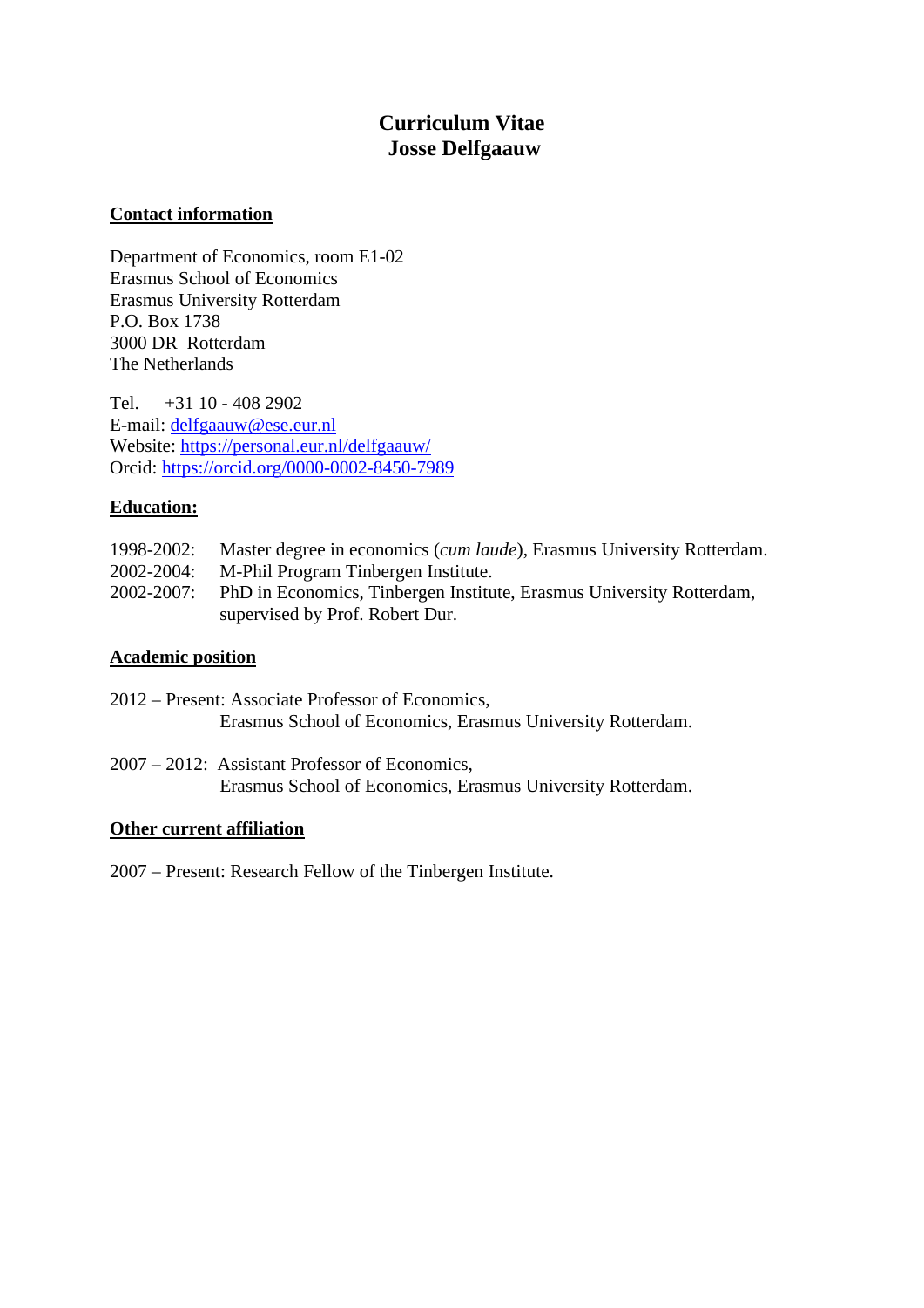# Curriculum Vitae
# Josse Delfgaauw

## Contact information

Department of Economics, room E1-02
Erasmus School of Economics
Erasmus University Rotterdam
P.O. Box 1738
3000 DR Rotterdam
The Netherlands

Tel. +31 10 - 408 2902
E-mail: delfgaauw@ese.eur.nl
Website: https://personal.eur.nl/delfgaauw/
Orcid: https://orcid.org/0000-0002-8450-7989

## Education:

1998-2002: Master degree in economics (*cum laude*), Erasmus University Rotterdam.
2002-2004: M-Phil Program Tinbergen Institute.
2002-2007: PhD in Economics, Tinbergen Institute, Erasmus University Rotterdam, supervised by Prof. Robert Dur.

## Academic position

2012 – Present: Associate Professor of Economics,
Erasmus School of Economics, Erasmus University Rotterdam.

2007 – 2012: Assistant Professor of Economics,
Erasmus School of Economics, Erasmus University Rotterdam.

## Other current affiliation

2007 – Present: Research Fellow of the Tinbergen Institute.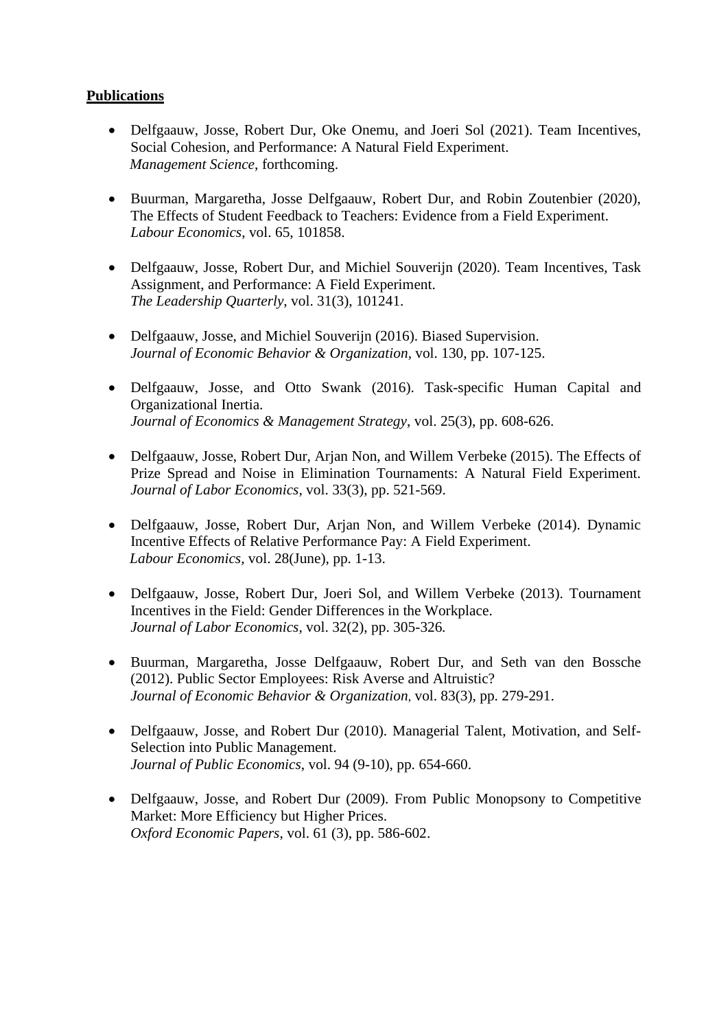**Publications**

- Delfgaauw, Josse, Robert Dur, Oke Onemu, and Joeri Sol (2021). Team Incentives, Social Cohesion, and Performance: A Natural Field Experiment.
  *Management Science*, forthcoming.

- Buurman, Margaretha, Josse Delfgaauw, Robert Dur, and Robin Zoutenbier (2020), The Effects of Student Feedback to Teachers: Evidence from a Field Experiment.
  *Labour Economics*, vol. 65, 101858.

- Delfgaauw, Josse, Robert Dur, and Michiel Souverijn (2020). Team Incentives, Task Assignment, and Performance: A Field Experiment.
  *The Leadership Quarterly*, vol. 31(3), 101241.

- Delfgaauw, Josse, and Michiel Souverijn (2016). Biased Supervision.
  *Journal of Economic Behavior & Organization*, vol. 130, pp. 107-125.

- Delfgaauw, Josse, and Otto Swank (2016). Task-specific Human Capital and Organizational Inertia.
  *Journal of Economics & Management Strategy*, vol. 25(3), pp. 608-626.

- Delfgaauw, Josse, Robert Dur, Arjan Non, and Willem Verbeke (2015). The Effects of Prize Spread and Noise in Elimination Tournaments: A Natural Field Experiment. *Journal of Labor Economics*, vol. 33(3), pp. 521-569.

- Delfgaauw, Josse, Robert Dur, Arjan Non, and Willem Verbeke (2014). Dynamic Incentive Effects of Relative Performance Pay: A Field Experiment.
  *Labour Economics*, vol. 28(June), pp. 1-13.

- Delfgaauw, Josse, Robert Dur, Joeri Sol, and Willem Verbeke (2013). Tournament Incentives in the Field: Gender Differences in the Workplace.
  *Journal of Labor Economics*, vol. 32(2), pp. 305-326.

- Buurman, Margaretha, Josse Delfgaauw, Robert Dur, and Seth van den Bossche (2012). Public Sector Employees: Risk Averse and Altruistic?
  *Journal of Economic Behavior & Organization*, vol. 83(3), pp. 279-291.

- Delfgaauw, Josse, and Robert Dur (2010). Managerial Talent, Motivation, and Self-Selection into Public Management.
  *Journal of Public Economics*, vol. 94 (9-10), pp. 654-660.

- Delfgaauw, Josse, and Robert Dur (2009). From Public Monopsony to Competitive Market: More Efficiency but Higher Prices.
  *Oxford Economic Papers*, vol. 61 (3), pp. 586-602.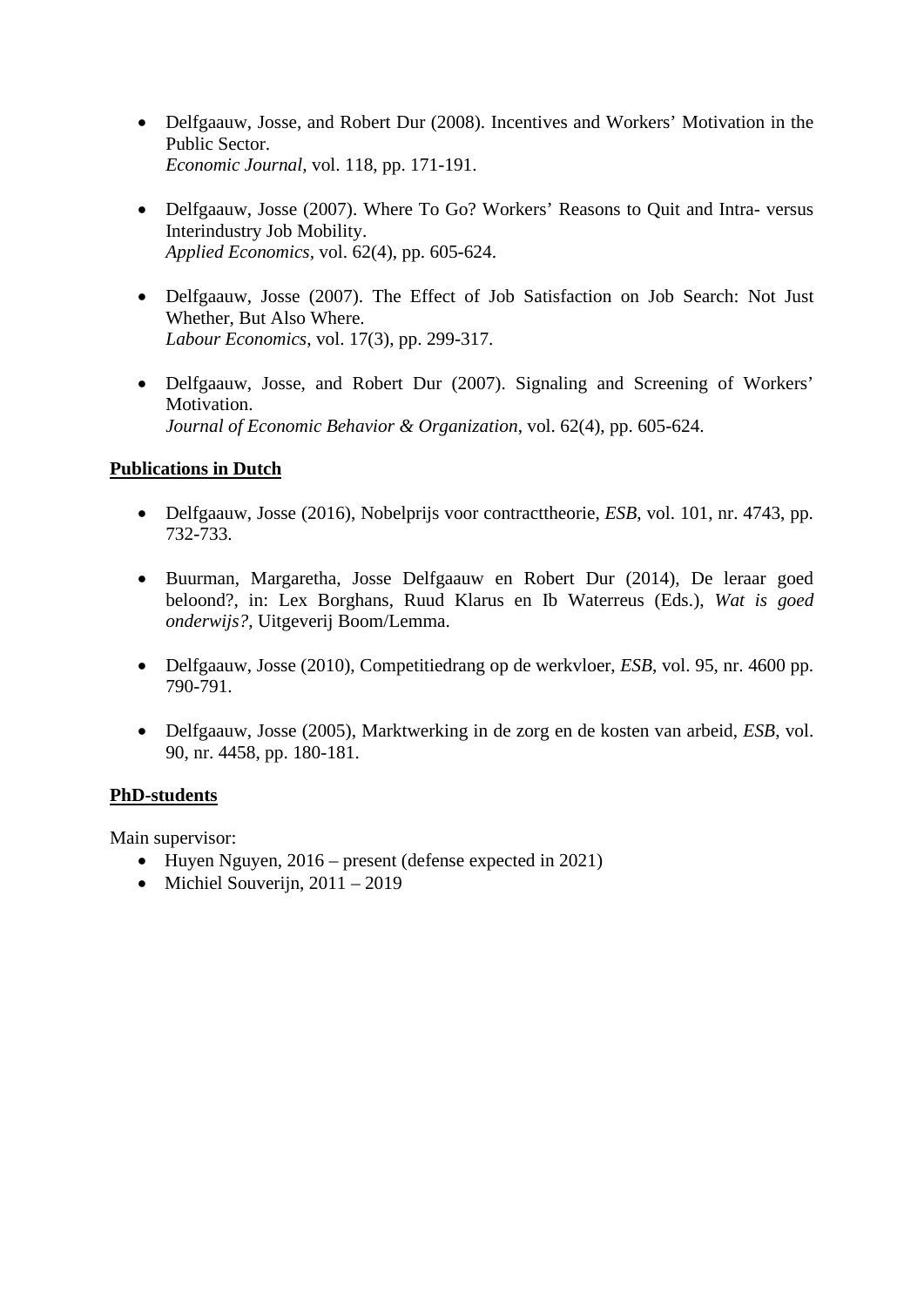- Delfgaauw, Josse, and Robert Dur (2008). Incentives and Workers' Motivation in the Public Sector.
  *Economic Journal*, vol. 118, pp. 171-191.

- Delfgaauw, Josse (2007). Where To Go? Workers' Reasons to Quit and Intra- versus Interindustry Job Mobility.
  *Applied Economics*, vol. 62(4), pp. 605-624.

- Delfgaauw, Josse (2007). The Effect of Job Satisfaction on Job Search: Not Just Whether, But Also Where.
  *Labour Economics*, vol. 17(3), pp. 299-317.

- Delfgaauw, Josse, and Robert Dur (2007). Signaling and Screening of Workers' Motivation.
  *Journal of Economic Behavior & Organization*, vol. 62(4), pp. 605-624.

**<u>Publications in Dutch</u>**

- Delfgaauw, Josse (2016), Nobelprijs voor contracttheorie, *ESB*, vol. 101, nr. 4743, pp. 732-733.

- Buurman, Margaretha, Josse Delfgaauw en Robert Dur (2014), De leraar goed beloond?, in: Lex Borghans, Ruud Klarus en Ib Waterreus (Eds.), *Wat is goed onderwijs?*, Uitgeverij Boom/Lemma.

- Delfgaauw, Josse (2010), Competitiedrang op de werkvloer, *ESB*, vol. 95, nr. 4600 pp. 790-791.

- Delfgaauw, Josse (2005), Marktwerking in de zorg en de kosten van arbeid, *ESB*, vol. 90, nr. 4458, pp. 180-181.

**<u>PhD-students</u>**

Main supervisor:

- Huyen Nguyen, 2016 – present (defense expected in 2021)
- Michiel Souverijn, 2011 – 2019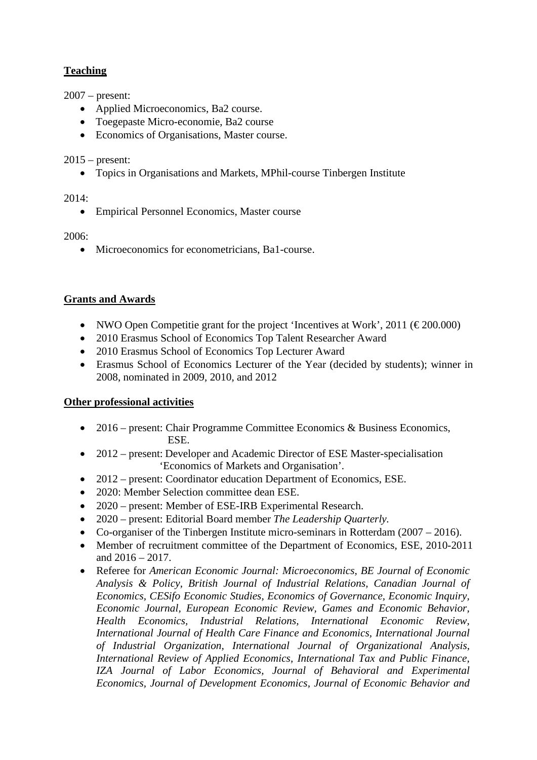**Teaching**

2007 – present:

- Applied Microeconomics, Ba2 course.
- Toegepaste Micro-economie, Ba2 course
- Economics of Organisations, Master course.

2015 – present:

- Topics in Organisations and Markets, MPhil-course Tinbergen Institute

2014:

- Empirical Personnel Economics, Master course

2006:

- Microeconomics for econometricians, Ba1-course.

**Grants and Awards**

- NWO Open Competitie grant for the project 'Incentives at Work', 2011 (€ 200.000)
- 2010 Erasmus School of Economics Top Talent Researcher Award
- 2010 Erasmus School of Economics Top Lecturer Award
- Erasmus School of Economics Lecturer of the Year (decided by students); winner in 2008, nominated in 2009, 2010, and 2012

**Other professional activities**

- 2016 – present: Chair Programme Committee Economics & Business Economics, ESE.
- 2012 – present: Developer and Academic Director of ESE Master-specialisation 'Economics of Markets and Organisation'.
- 2012 – present: Coordinator education Department of Economics, ESE.
- 2020: Member Selection committee dean ESE.
- 2020 – present: Member of ESE-IRB Experimental Research.
- 2020 – present: Editorial Board member *The Leadership Quarterly.*
- Co-organiser of the Tinbergen Institute micro-seminars in Rotterdam (2007 – 2016).
- Member of recruitment committee of the Department of Economics, ESE, 2010-2011 and 2016 – 2017.
- Referee for *American Economic Journal: Microeconomics, BE Journal of Economic Analysis & Policy, British Journal of Industrial Relations, Canadian Journal of Economics, CESifo Economic Studies, Economics of Governance, Economic Inquiry, Economic Journal, European Economic Review, Games and Economic Behavior, Health Economics, Industrial Relations, International Economic Review, International Journal of Health Care Finance and Economics, International Journal of Industrial Organization, International Journal of Organizational Analysis, International Review of Applied Economics, International Tax and Public Finance, IZA Journal of Labor Economics, Journal of Behavioral and Experimental Economics, Journal of Development Economics, Journal of Economic Behavior and*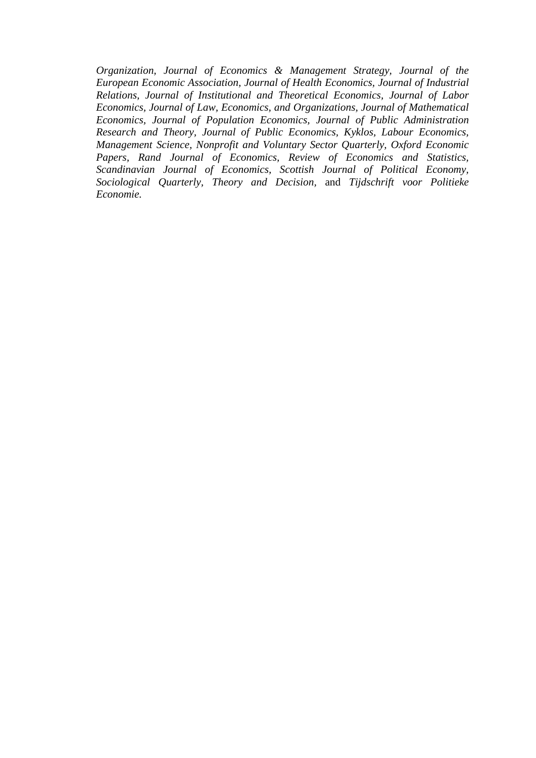*Organization*, *Journal of Economics & Management Strategy*, *Journal of the European Economic Association*, *Journal of Health Economics*, *Journal of Industrial Relations*, *Journal of Institutional and Theoretical Economics*, *Journal of Labor Economics*, *Journal of Law, Economics, and Organizations*, *Journal of Mathematical Economics*, *Journal of Population Economics*, *Journal of Public Administration Research and Theory*, *Journal of Public Economics*, *Kyklos*, *Labour Economics*, *Management Science*, *Nonprofit and Voluntary Sector Quarterly*, *Oxford Economic Papers*, *Rand Journal of Economics*, *Review of Economics and Statistics*, *Scandinavian Journal of Economics*, *Scottish Journal of Political Economy*, *Sociological Quarterly*, *Theory and Decision*, and *Tijdschrift voor Politieke Economie.*